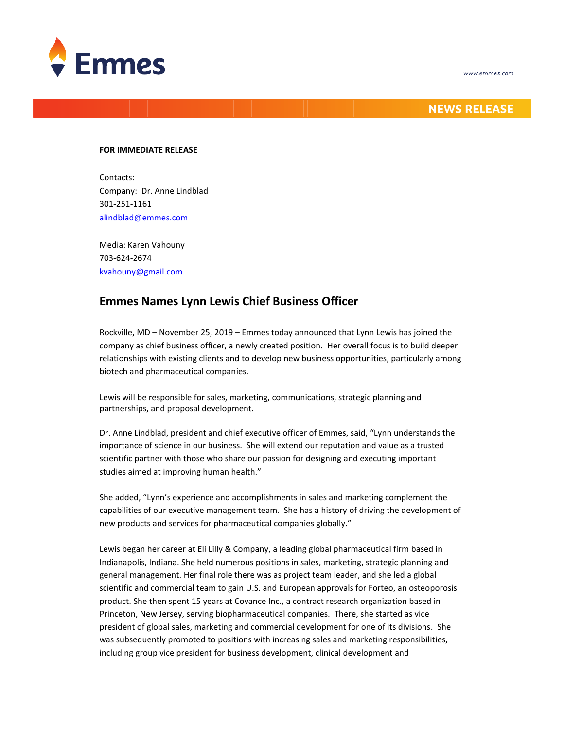Emmes

www.emmes.com

NEWS RELEASE

**FOR IMMEDIATE RELEASE**

Contacts:
Company: Dr. Anne Lindblad
301-251-1161
alindblad@emmes.com

Media: Karen Vahouny
703-624-2674
kvahouny@gmail.com

## Emmes Names Lynn Lewis Chief Business Officer

Rockville, MD – November 25, 2019 – Emmes today announced that Lynn Lewis has joined the company as chief business officer, a newly created position. Her overall focus is to build deeper relationships with existing clients and to develop new business opportunities, particularly among biotech and pharmaceutical companies.

Lewis will be responsible for sales, marketing, communications, strategic planning and partnerships, and proposal development.

Dr. Anne Lindblad, president and chief executive officer of Emmes, said, "Lynn understands the importance of science in our business. She will extend our reputation and value as a trusted scientific partner with those who share our passion for designing and executing important studies aimed at improving human health."

She added, "Lynn's experience and accomplishments in sales and marketing complement the capabilities of our executive management team. She has a history of driving the development of new products and services for pharmaceutical companies globally."

Lewis began her career at Eli Lilly & Company, a leading global pharmaceutical firm based in Indianapolis, Indiana. She held numerous positions in sales, marketing, strategic planning and general management. Her final role there was as project team leader, and she led a global scientific and commercial team to gain U.S. and European approvals for Forteo, an osteoporosis product. She then spent 15 years at Covance Inc., a contract research organization based in Princeton, New Jersey, serving biopharmaceutical companies. There, she started as vice president of global sales, marketing and commercial development for one of its divisions. She was subsequently promoted to positions with increasing sales and marketing responsibilities, including group vice president for business development, clinical development and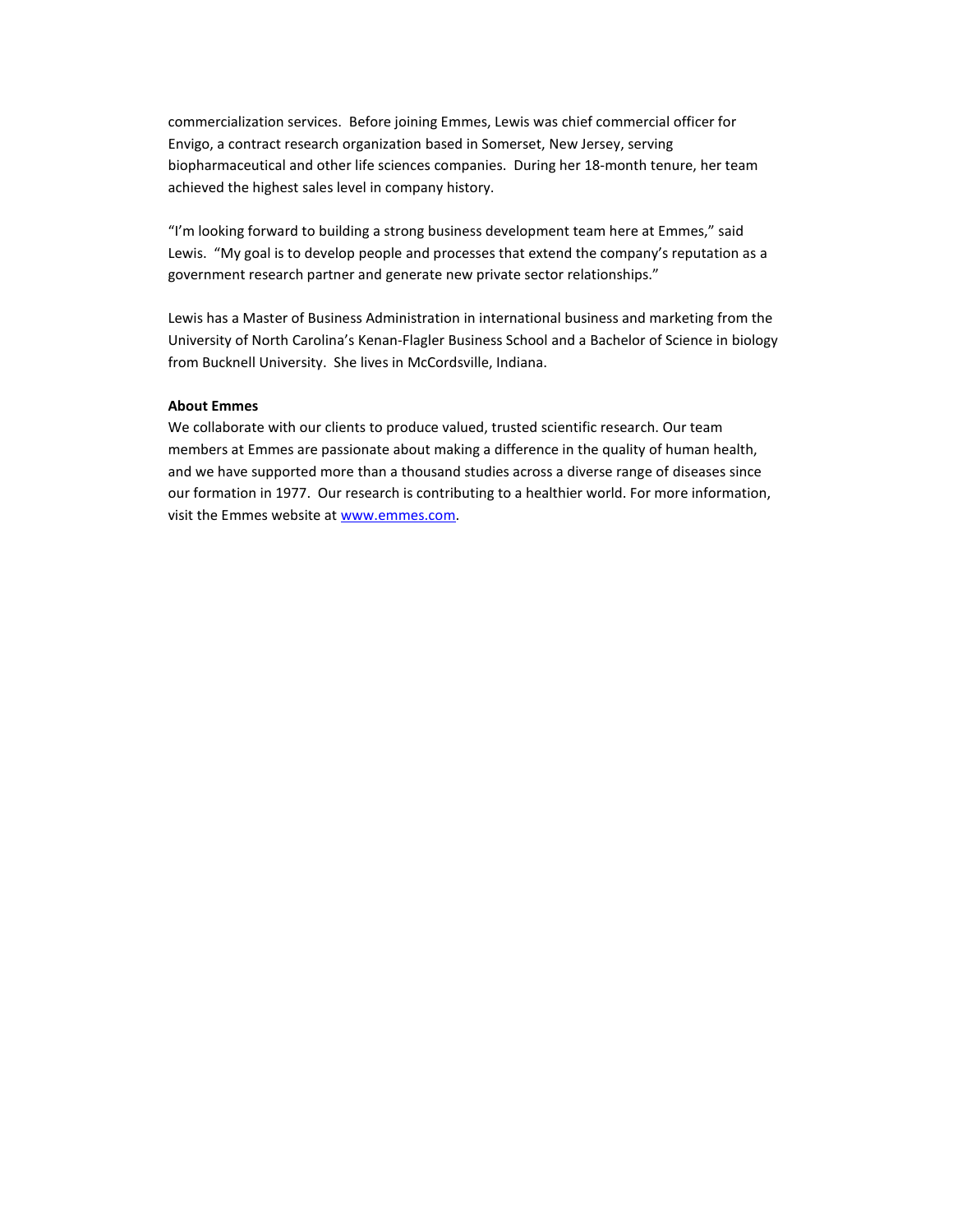commercialization services.  Before joining Emmes, Lewis was chief commercial officer for Envigo, a contract research organization based in Somerset, New Jersey, serving biopharmaceutical and other life sciences companies.  During her 18-month tenure, her team achieved the highest sales level in company history.

"I'm looking forward to building a strong business development team here at Emmes," said Lewis.  "My goal is to develop people and processes that extend the company's reputation as a government research partner and generate new private sector relationships."

Lewis has a Master of Business Administration in international business and marketing from the University of North Carolina's Kenan-Flagler Business School and a Bachelor of Science in biology from Bucknell University.  She lives in McCordsville, Indiana.

**About Emmes**

We collaborate with our clients to produce valued, trusted scientific research. Our team members at Emmes are passionate about making a difference in the quality of human health, and we have supported more than a thousand studies across a diverse range of diseases since our formation in 1977.  Our research is contributing to a healthier world. For more information, visit the Emmes website at [www.emmes.com](http://www.emmes.com).